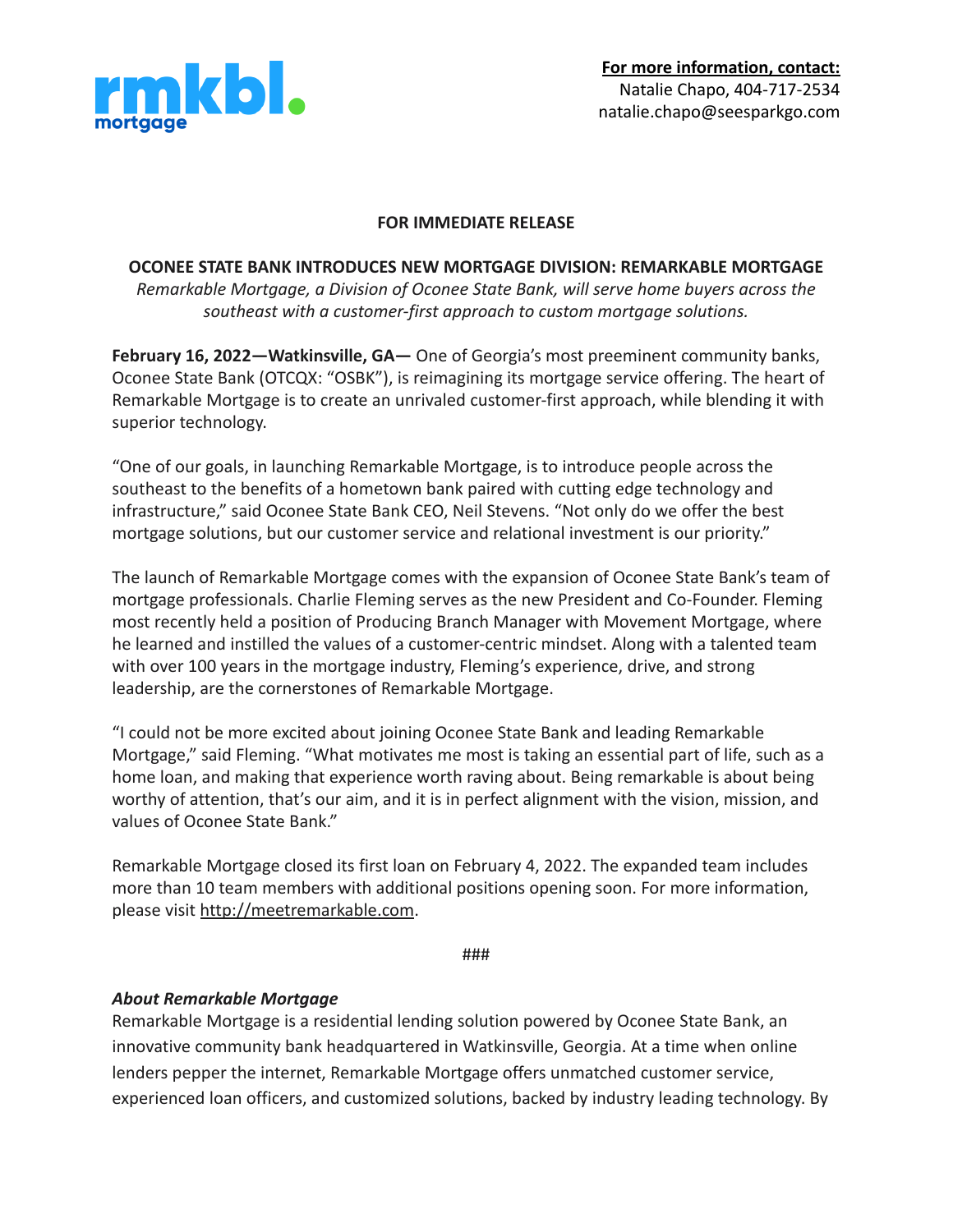rmkbl. mortgage

**For more information, contact:**
Natalie Chapo, 404-717-2534
natalie.chapo@seesparkgo.com

**FOR IMMEDIATE RELEASE**

**OCONEE STATE BANK INTRODUCES NEW MORTGAGE DIVISION: REMARKABLE MORTGAGE**

*Remarkable Mortgage, a Division of Oconee State Bank, will serve home buyers across the southeast with a customer-first approach to custom mortgage solutions.*

**February 16, 2022—Watkinsville, GA—** One of Georgia's most preeminent community banks, Oconee State Bank (OTCQX: "OSBK"), is reimagining its mortgage service offering. The heart of Remarkable Mortgage is to create an unrivaled customer-first approach, while blending it with superior technology.

"One of our goals, in launching Remarkable Mortgage, is to introduce people across the southeast to the benefits of a hometown bank paired with cutting edge technology and infrastructure," said Oconee State Bank CEO, Neil Stevens. "Not only do we offer the best mortgage solutions, but our customer service and relational investment is our priority."

The launch of Remarkable Mortgage comes with the expansion of Oconee State Bank's team of mortgage professionals. Charlie Fleming serves as the new President and Co-Founder. Fleming most recently held a position of Producing Branch Manager with Movement Mortgage, where he learned and instilled the values of a customer-centric mindset. Along with a talented team with over 100 years in the mortgage industry, Fleming's experience, drive, and strong leadership, are the cornerstones of Remarkable Mortgage.

"I could not be more excited about joining Oconee State Bank and leading Remarkable Mortgage," said Fleming. "What motivates me most is taking an essential part of life, such as a home loan, and making that experience worth raving about. Being remarkable is about being worthy of attention, that's our aim, and it is in perfect alignment with the vision, mission, and values of Oconee State Bank."

Remarkable Mortgage closed its first loan on February 4, 2022. The expanded team includes more than 10 team members with additional positions opening soon. For more information, please visit http://meetremarkable.com.

###

***About Remarkable Mortgage***

Remarkable Mortgage is a residential lending solution powered by Oconee State Bank, an innovative community bank headquartered in Watkinsville, Georgia. At a time when online lenders pepper the internet, Remarkable Mortgage offers unmatched customer service, experienced loan officers, and customized solutions, backed by industry leading technology. By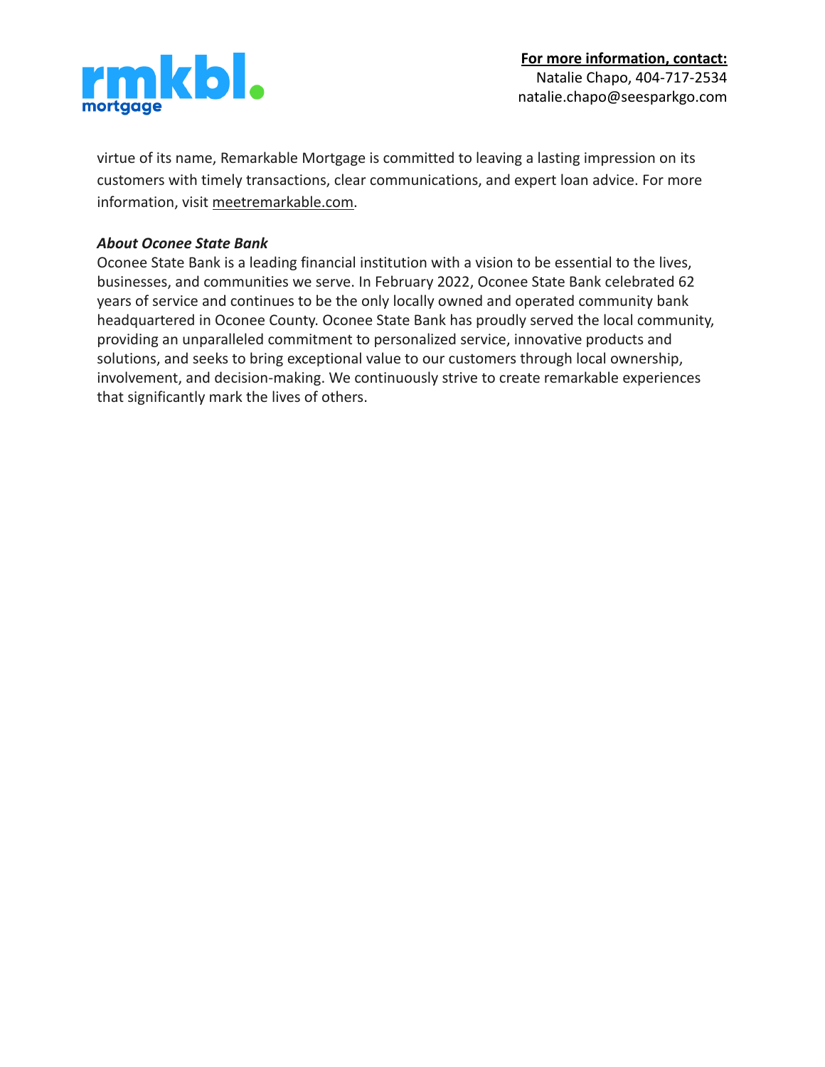virtue of its name, Remarkable Mortgage is committed to leaving a lasting impression on its customers with timely transactions, clear communications, and expert loan advice. For more information, visit meetremarkable.com.

***About Oconee State Bank***

Oconee State Bank is a leading financial institution with a vision to be essential to the lives, businesses, and communities we serve. In February 2022, Oconee State Bank celebrated 62 years of service and continues to be the only locally owned and operated community bank headquartered in Oconee County. Oconee State Bank has proudly served the local community, providing an unparalleled commitment to personalized service, innovative products and solutions, and seeks to bring exceptional value to our customers through local ownership, involvement, and decision-making. We continuously strive to create remarkable experiences that significantly mark the lives of others.